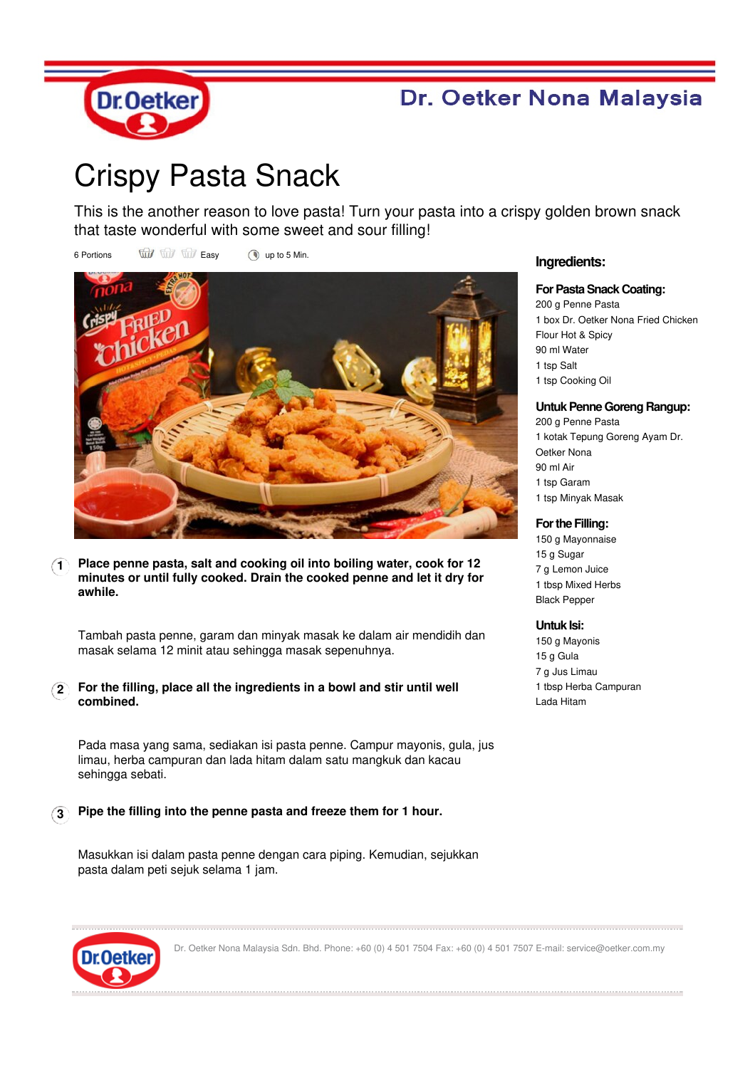Dr. Oetker Nona Malaysia

# Crispy Pasta Snack

This is the another reason to love pasta! Turn your pasta into a crispy golden brown snack that taste wonderful with some sweet and sour filling!

6 Portions | Easy | up to 5 Min.

## Ingredients:

### For Pasta Snack Coating:

200 g Penne Pasta
1 box Dr. Oetker Nona Fried Chicken Flour Hot & Spicy
90 ml Water
1 tsp Salt
1 tsp Cooking Oil

### Untuk Penne Goreng Rangup:

200 g Penne Pasta
1 kotak Tepung Goreng Ayam Dr. Oetker Nona
90 ml Air
1 tsp Garam
1 tsp Minyak Masak

### For the Filling:

150 g Mayonnaise
15 g Sugar
7 g Lemon Juice
1 tbsp Mixed Herbs
Black Pepper

### Untuk Isi:

150 g Mayonis
15 g Gula
7 g Jus Limau
1 tbsp Herba Campuran
Lada Hitam

1. **Place penne pasta, salt and cooking oil into boiling water, cook for 12 minutes or until fully cooked. Drain the cooked penne and let it dry for awhile.**

   Tambah pasta penne, garam dan minyak masak ke dalam air mendidih dan masak selama 12 minit atau sehingga masak sepenuhnya.

2. **For the filling, place all the ingredients in a bowl and stir until well combined.**

   Pada masa yang sama, sediakan isi pasta penne. Campur mayonis, gula, jus limau, herba campuran dan lada hitam dalam satu mangkuk dan kacau sehingga sebati.

3. **Pipe the filling into the penne pasta and freeze them for 1 hour.**

   Masukkan isi dalam pasta penne dengan cara piping. Kemudian, sejukkan pasta dalam peti sejuk selama 1 jam.

Dr. Oetker Nona Malaysia Sdn. Bhd. Phone: +60 (0) 4 501 7504 Fax: +60 (0) 4 501 7507 E-mail: service@oetker.com.my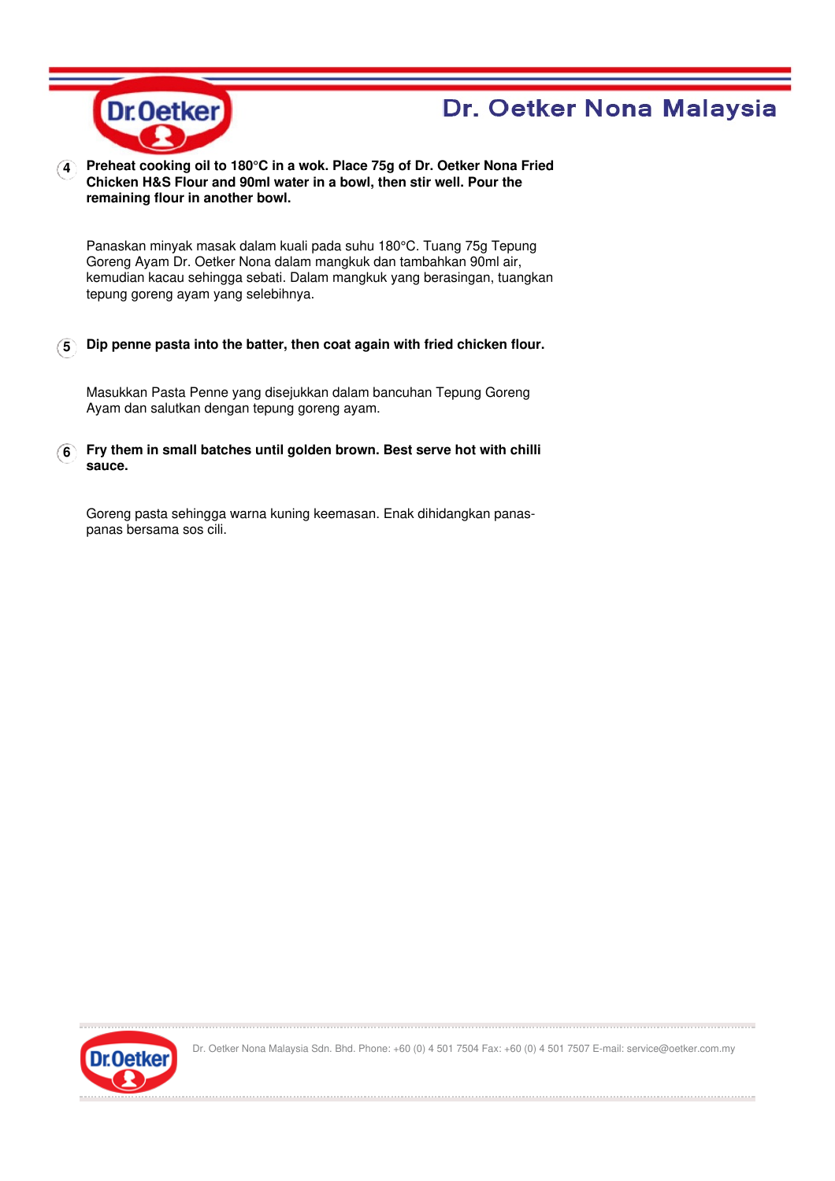4. **Preheat cooking oil to 180°C in a wok. Place 75g of Dr. Oetker Nona Fried Chicken H&S Flour and 90ml water in a bowl, then stir well. Pour the remaining flour in another bowl.**

   Panaskan minyak masak dalam kuali pada suhu 180°C. Tuang 75g Tepung Goreng Ayam Dr. Oetker Nona dalam mangkuk dan tambahkan 90ml air, kemudian kacau sehingga sebati. Dalam mangkuk yang berasingan, tuangkan tepung goreng ayam yang selebihnya.

5. **Dip penne pasta into the batter, then coat again with fried chicken flour.**

   Masukkan Pasta Penne yang disejukkan dalam bancuhan Tepung Goreng Ayam dan salutkan dengan tepung goreng ayam.

6. **Fry them in small batches until golden brown. Best serve hot with chilli sauce.**

   Goreng pasta sehingga warna kuning keemasan. Enak dihidangkan panas-panas bersama sos cili.